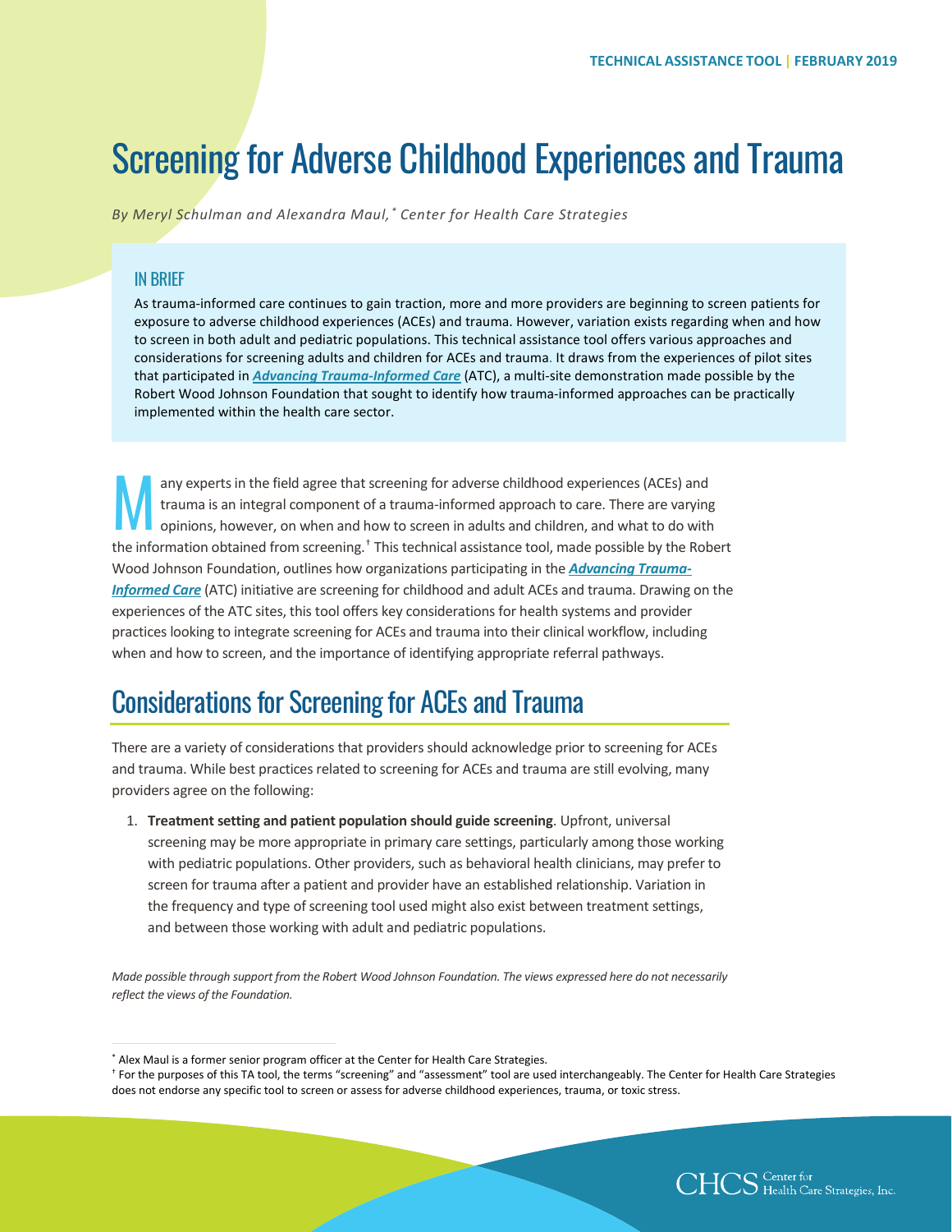TECHNICAL ASSISTANCE TOOL | FEBRUARY 2019

# Screening for Adverse Childhood Experiences and Trauma

*By Meryl Schulman and Alexandra Maul,[*] Center for Health Care Strategies*

## IN BRIEF

As trauma-informed care continues to gain traction, more and more providers are beginning to screen patients for exposure to adverse childhood experiences (ACEs) and trauma. However, variation exists regarding when and how to screen in both adult and pediatric populations. This technical assistance tool offers various approaches and considerations for screening adults and children for ACEs and trauma. It draws from the experiences of pilot sites that participated in ***Advancing Trauma-Informed Care*** (ATC), a multi-site demonstration made possible by the Robert Wood Johnson Foundation that sought to identify how trauma-informed approaches can be practically implemented within the health care sector.

Many experts in the field agree that screening for adverse childhood experiences (ACEs) and trauma is an integral component of a trauma-informed approach to care. There are varying opinions, however, on when and how to screen in adults and children, and what to do with the information obtained from screening.[†] This technical assistance tool, made possible by the Robert Wood Johnson Foundation, outlines how organizations participating in the ***Advancing Trauma-Informed Care*** (ATC) initiative are screening for childhood and adult ACEs and trauma. Drawing on the experiences of the ATC sites, this tool offers key considerations for health systems and provider practices looking to integrate screening for ACEs and trauma into their clinical workflow, including when and how to screen, and the importance of identifying appropriate referral pathways.

## Considerations for Screening for ACEs and Trauma

There are a variety of considerations that providers should acknowledge prior to screening for ACEs and trauma. While best practices related to screening for ACEs and trauma are still evolving, many providers agree on the following:

1. **Treatment setting and patient population should guide screening**. Upfront, universal screening may be more appropriate in primary care settings, particularly among those working with pediatric populations. Other providers, such as behavioral health clinicians, may prefer to screen for trauma after a patient and provider have an established relationship. Variation in the frequency and type of screening tool used might also exist between treatment settings, and between those working with adult and pediatric populations.

*Made possible through support from the Robert Wood Johnson Foundation. The views expressed here do not necessarily reflect the views of the Foundation.*

[*] Alex Maul is a former senior program officer at the Center for Health Care Strategies.

[†] For the purposes of this TA tool, the terms "screening" and "assessment" tool are used interchangeably. The Center for Health Care Strategies does not endorse any specific tool to screen or assess for adverse childhood experiences, trauma, or toxic stress.

CHCS Center for Health Care Strategies, Inc.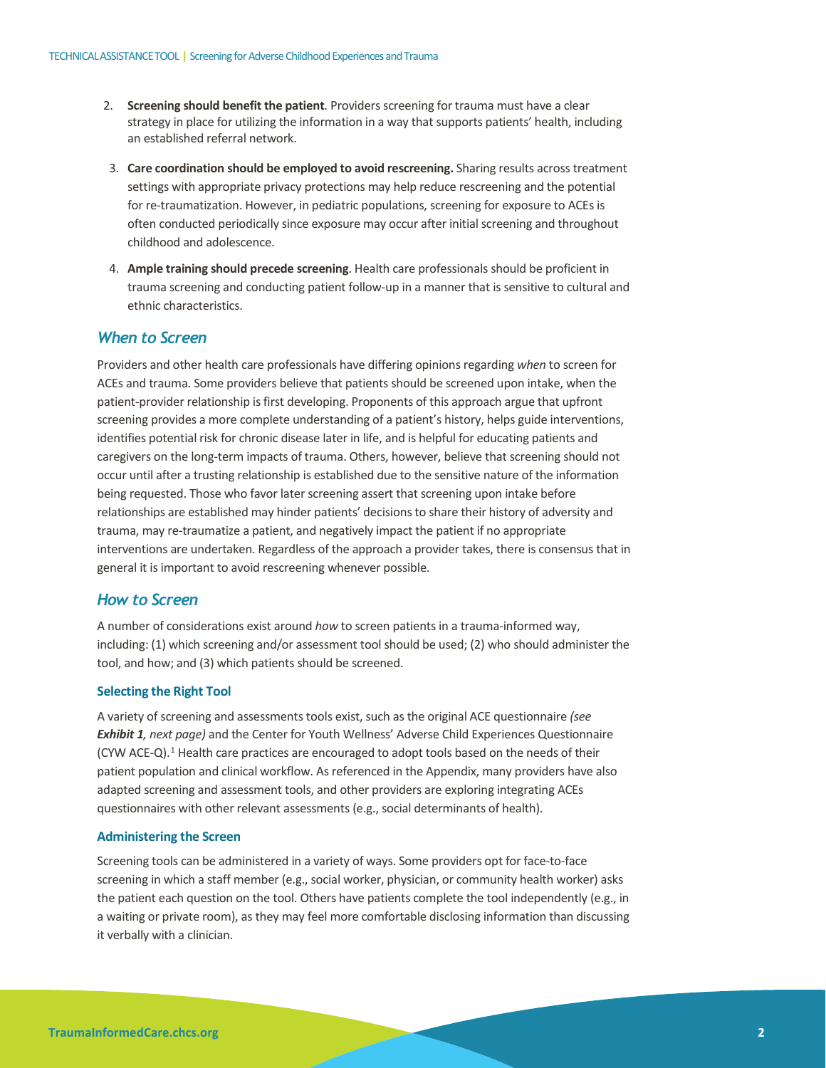2. **Screening should benefit the patient**. Providers screening for trauma must have a clear strategy in place for utilizing the information in a way that supports patients' health, including an established referral network.

3. **Care coordination should be employed to avoid rescreening.** Sharing results across treatment settings with appropriate privacy protections may help reduce rescreening and the potential for re-traumatization. However, in pediatric populations, screening for exposure to ACEs is often conducted periodically since exposure may occur after initial screening and throughout childhood and adolescence.

4. **Ample training should precede screening**. Health care professionals should be proficient in trauma screening and conducting patient follow-up in a manner that is sensitive to cultural and ethnic characteristics.

## *When to Screen*

Providers and other health care professionals have differing opinions regarding *when* to screen for ACEs and trauma. Some providers believe that patients should be screened upon intake, when the patient-provider relationship is first developing. Proponents of this approach argue that upfront screening provides a more complete understanding of a patient's history, helps guide interventions, identifies potential risk for chronic disease later in life, and is helpful for educating patients and caregivers on the long-term impacts of trauma. Others, however, believe that screening should not occur until after a trusting relationship is established due to the sensitive nature of the information being requested. Those who favor later screening assert that screening upon intake before relationships are established may hinder patients' decisions to share their history of adversity and trauma, may re-traumatize a patient, and negatively impact the patient if no appropriate interventions are undertaken. Regardless of the approach a provider takes, there is consensus that in general it is important to avoid rescreening whenever possible.

## *How to Screen*

A number of considerations exist around *how* to screen patients in a trauma-informed way, including: (1) which screening and/or assessment tool should be used; (2) who should administer the tool, and how; and (3) which patients should be screened.

### Selecting the Right Tool

A variety of screening and assessments tools exist, such as the original ACE questionnaire *(see **Exhibit 1**, next page)* and the Center for Youth Wellness' Adverse Child Experiences Questionnaire (CYW ACE-Q).[1] Health care practices are encouraged to adopt tools based on the needs of their patient population and clinical workflow. As referenced in the Appendix, many providers have also adapted screening and assessment tools, and other providers are exploring integrating ACEs questionnaires with other relevant assessments (e.g., social determinants of health).

### Administering the Screen

Screening tools can be administered in a variety of ways. Some providers opt for face-to-face screening in which a staff member (e.g., social worker, physician, or community health worker) asks the patient each question on the tool. Others have patients complete the tool independently (e.g., in a waiting or private room), as they may feel more comfortable disclosing information than discussing it verbally with a clinician.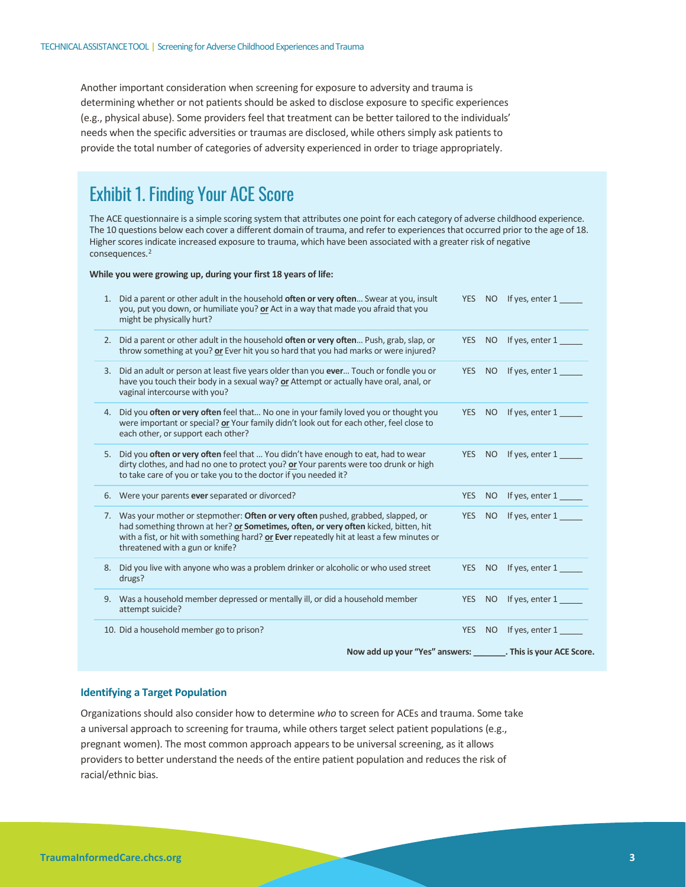Another important consideration when screening for exposure to adversity and trauma is determining whether or not patients should be asked to disclose exposure to specific experiences (e.g., physical abuse). Some providers feel that treatment can be better tailored to the individuals' needs when the specific adversities or traumas are disclosed, while others simply ask patients to provide the total number of categories of adversity experienced in order to triage appropriately.

## Exhibit 1. Finding Your ACE Score

The ACE questionnaire is a simple scoring system that attributes one point for each category of adverse childhood experience. The 10 questions below each cover a different domain of trauma, and refer to experiences that occurred prior to the age of 18. Higher scores indicate increased exposure to trauma, which have been associated with a greater risk of negative consequences.[2]

**While you were growing up, during your first 18 years of life:**

| Question | | | |
|---|---|---|---|
| 1. Did a parent or other adult in the household **often or very often**… Swear at you, insult you, put you down, or humiliate you? **or** Act in a way that made you afraid that you might be physically hurt? | YES | NO | If yes, enter 1 _____ |
| 2. Did a parent or other adult in the household **often or very often**… Push, grab, slap, or throw something at you? **or** Ever hit you so hard that you had marks or were injured? | YES | NO | If yes, enter 1 _____ |
| 3. Did an adult or person at least five years older than you **ever**… Touch or fondle you or have you touch their body in a sexual way? **or** Attempt or actually have oral, anal, or vaginal intercourse with you? | YES | NO | If yes, enter 1 _____ |
| 4. Did you **often or very often** feel that… No one in your family loved you or thought you were important or special? **or** Your family didn't look out for each other, feel close to each other, or support each other? | YES | NO | If yes, enter 1 _____ |
| 5. Did you **often or very often** feel that … You didn't have enough to eat, had to wear dirty clothes, and had no one to protect you? **or** Your parents were too drunk or high to take care of you or take you to the doctor if you needed it? | YES | NO | If yes, enter 1 _____ |
| 6. Were your parents **ever** separated or divorced? | YES | NO | If yes, enter 1 _____ |
| 7. Was your mother or stepmother: **Often or very often** pushed, grabbed, slapped, or had something thrown at her? **or Sometimes, often, or very often** kicked, bitten, hit with a fist, or hit with something hard? **or Ever** repeatedly hit at least a few minutes or threatened with a gun or knife? | YES | NO | If yes, enter 1 _____ |
| 8. Did you live with anyone who was a problem drinker or alcoholic or who used street drugs? | YES | NO | If yes, enter 1 _____ |
| 9. Was a household member depressed or mentally ill, or did a household member attempt suicide? | YES | NO | If yes, enter 1 _____ |
| 10. Did a household member go to prison? | YES | NO | If yes, enter 1 _____ |

**Now add up your "Yes" answers: _______. This is your ACE Score.**

### Identifying a Target Population

Organizations should also consider how to determine *who* to screen for ACEs and trauma. Some take a universal approach to screening for trauma, while others target select patient populations (e.g., pregnant women). The most common approach appears to be universal screening, as it allows providers to better understand the needs of the entire patient population and reduces the risk of racial/ethnic bias.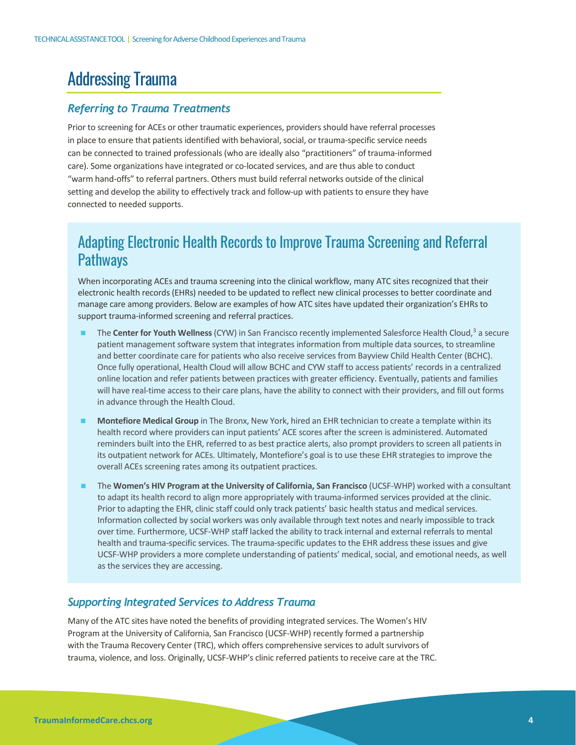# Addressing Trauma

### *Referring to Trauma Treatments*

Prior to screening for ACEs or other traumatic experiences, providers should have referral processes in place to ensure that patients identified with behavioral, social, or trauma-specific service needs can be connected to trained professionals (who are ideally also "practitioners" of trauma-informed care). Some organizations have integrated or co-located services, and are thus able to conduct "warm hand-offs" to referral partners. Others must build referral networks outside of the clinical setting and develop the ability to effectively track and follow-up with patients to ensure they have connected to needed supports.

## Adapting Electronic Health Records to Improve Trauma Screening and Referral Pathways

When incorporating ACEs and trauma screening into the clinical workflow, many ATC sites recognized that their electronic health records (EHRs) needed to be updated to reflect new clinical processes to better coordinate and manage care among providers. Below are examples of how ATC sites have updated their organization's EHRs to support trauma-informed screening and referral practices.

- The **Center for Youth Wellness** (CYW) in San Francisco recently implemented Salesforce Health Cloud,[3] a secure patient management software system that integrates information from multiple data sources, to streamline and better coordinate care for patients who also receive services from Bayview Child Health Center (BCHC). Once fully operational, Health Cloud will allow BCHC and CYW staff to access patients' records in a centralized online location and refer patients between practices with greater efficiency. Eventually, patients and families will have real-time access to their care plans, have the ability to connect with their providers, and fill out forms in advance through the Health Cloud.
- **Montefiore Medical Group** in The Bronx, New York, hired an EHR technician to create a template within its health record where providers can input patients' ACE scores after the screen is administered. Automated reminders built into the EHR, referred to as best practice alerts, also prompt providers to screen all patients in its outpatient network for ACEs. Ultimately, Montefiore's goal is to use these EHR strategies to improve the overall ACEs screening rates among its outpatient practices.
- The **Women's HIV Program at the University of California, San Francisco** (UCSF-WHP) worked with a consultant to adapt its health record to align more appropriately with trauma-informed services provided at the clinic. Prior to adapting the EHR, clinic staff could only track patients' basic health status and medical services. Information collected by social workers was only available through text notes and nearly impossible to track over time. Furthermore, UCSF-WHP staff lacked the ability to track internal and external referrals to mental health and trauma-specific services. The trauma-specific updates to the EHR address these issues and give UCSF-WHP providers a more complete understanding of patients' medical, social, and emotional needs, as well as the services they are accessing.

### *Supporting Integrated Services to Address Trauma*

Many of the ATC sites have noted the benefits of providing integrated services. The Women's HIV Program at the University of California, San Francisco (UCSF-WHP) recently formed a partnership with the Trauma Recovery Center (TRC), which offers comprehensive services to adult survivors of trauma, violence, and loss. Originally, UCSF-WHP's clinic referred patients to receive care at the TRC.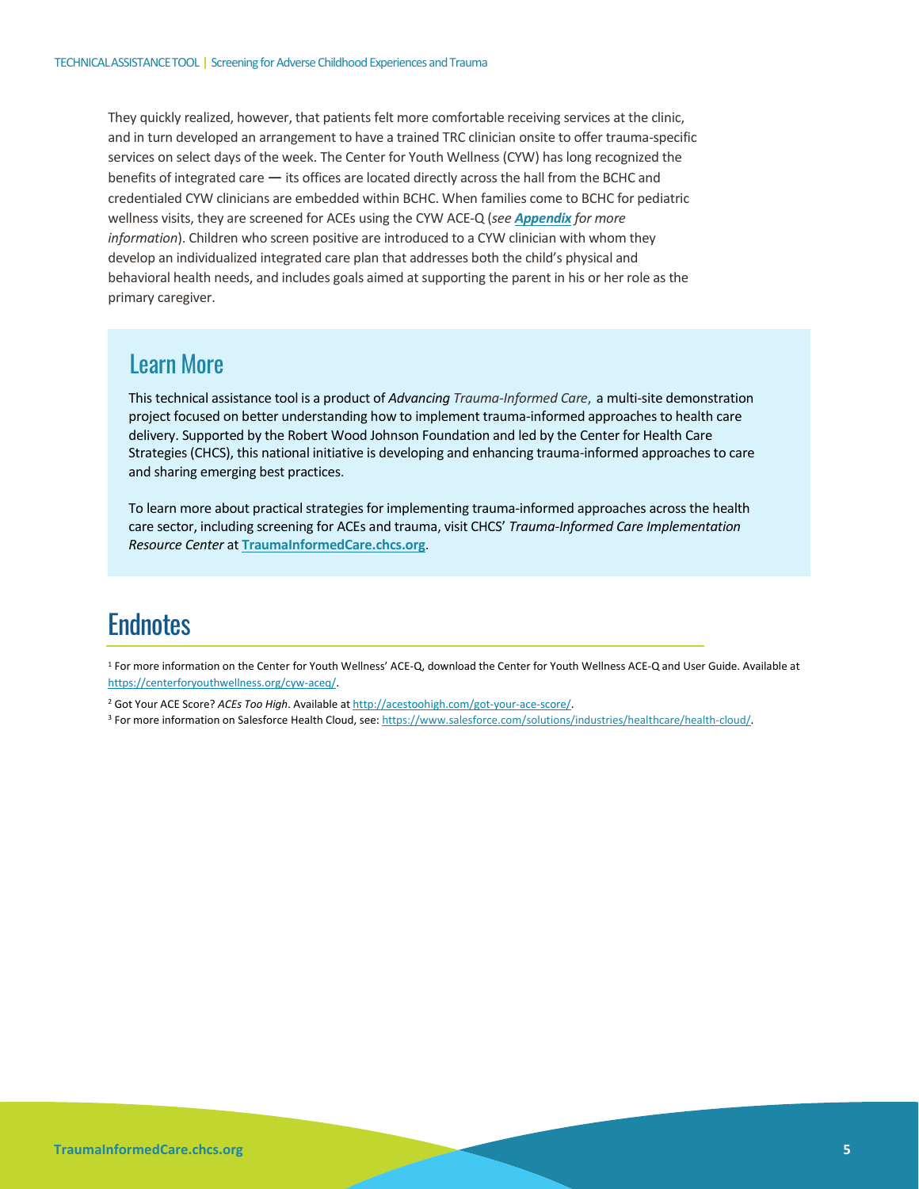They quickly realized, however, that patients felt more comfortable receiving services at the clinic, and in turn developed an arrangement to have a trained TRC clinician onsite to offer trauma-specific services on select days of the week. The Center for Youth Wellness (CYW) has long recognized the benefits of integrated care — its offices are located directly across the hall from the BCHC and credentialed CYW clinicians are embedded within BCHC. When families come to BCHC for pediatric wellness visits, they are screened for ACEs using the CYW ACE-Q (*see **Appendix** for more information*). Children who screen positive are introduced to a CYW clinician with whom they develop an individualized integrated care plan that addresses both the child's physical and behavioral health needs, and includes goals aimed at supporting the parent in his or her role as the primary caregiver.

## Learn More

This technical assistance tool is a product of *Advancing Trauma-Informed Care*, a multi-site demonstration project focused on better understanding how to implement trauma-informed approaches to health care delivery. Supported by the Robert Wood Johnson Foundation and led by the Center for Health Care Strategies (CHCS), this national initiative is developing and enhancing trauma-informed approaches to care and sharing emerging best practices.

To learn more about practical strategies for implementing trauma-informed approaches across the health care sector, including screening for ACEs and trauma, visit CHCS' *Trauma-Informed Care Implementation Resource Center* at **TraumaInformedCare.chcs.org**.

# Endnotes

[1] For more information on the Center for Youth Wellness' ACE-Q, download the Center for Youth Wellness ACE-Q and User Guide. Available at https://centerforyouthwellness.org/cyw-aceq/.

[2] Got Your ACE Score? *ACEs Too High*. Available at http://acestoohigh.com/got-your-ace-score/.

[3] For more information on Salesforce Health Cloud, see: https://www.salesforce.com/solutions/industries/healthcare/health-cloud/.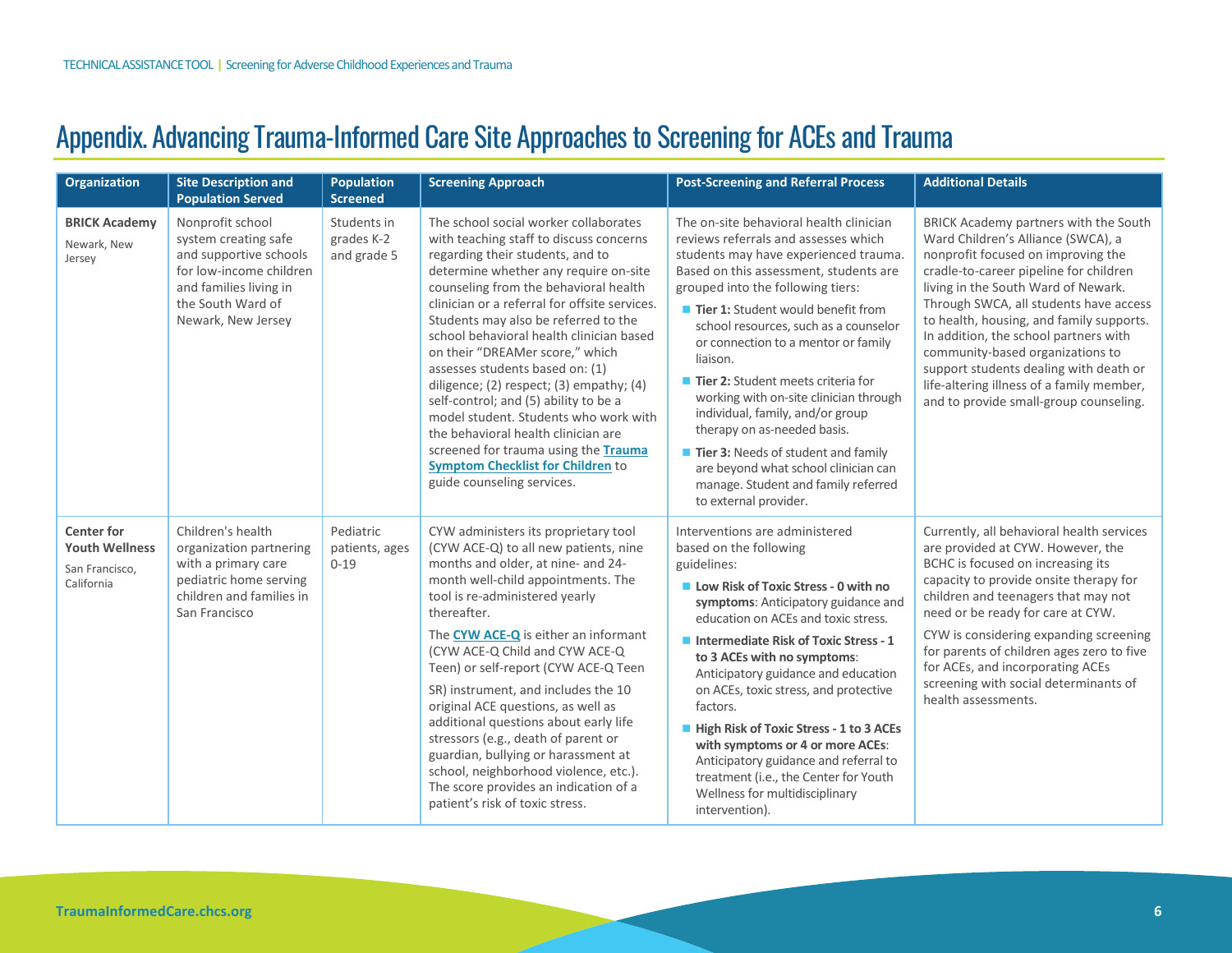# Appendix. Advancing Trauma-Informed Care Site Approaches to Screening for ACEs and Trauma

| Organization | Site Description and Population Served | Population Screened | Screening Approach | Post-Screening and Referral Process | Additional Details |
|---|---|---|---|---|---|
| **BRICK Academy**<br>Newark, New Jersey | Nonprofit school system creating safe and supportive schools for low-income children and families living in the South Ward of Newark, New Jersey | Students in grades K-2 and grade 5 | The school social worker collaborates with teaching staff to discuss concerns regarding their students, and to determine whether any require on-site counseling from the behavioral health clinician or a referral for offsite services. Students may also be referred to the school behavioral health clinician based on their "DREAMer score," which assesses students based on: (1) diligence; (2) respect; (3) empathy; (4) self-control; and (5) ability to be a model student. Students who work with the behavioral health clinician are screened for trauma using the **Trauma Symptom Checklist for Children** to guide counseling services. | The on-site behavioral health clinician reviews referrals and assesses which students may have experienced trauma. Based on this assessment, students are grouped into the following tiers:<br>- **Tier 1:** Student would benefit from school resources, such as a counselor or connection to a mentor or family liaison.<br>- **Tier 2:** Student meets criteria for working with on-site clinician through individual, family, and/or group therapy on as-needed basis.<br>- **Tier 3:** Needs of student and family are beyond what school clinician can manage. Student and family referred to external provider. | BRICK Academy partners with the South Ward Children's Alliance (SWCA), a nonprofit focused on improving the cradle-to-career pipeline for children living in the South Ward of Newark. Through SWCA, all students have access to health, housing, and family supports. In addition, the school partners with community-based organizations to support students dealing with death or life-altering illness of a family member, and to provide small-group counseling. |
| **Center for Youth Wellness**<br>San Francisco, California | Children's health organization partnering with a primary care pediatric home serving children and families in San Francisco | Pediatric patients, ages 0-19 | CYW administers its proprietary tool (CYW ACE-Q) to all new patients, nine months and older, at nine- and 24-month well-child appointments. The tool is re-administered yearly thereafter.<br><br>The **CYW ACE-Q** is either an informant (CYW ACE-Q Child and CYW ACE-Q Teen) or self-report (CYW ACE-Q Teen SR) instrument, and includes the 10 original ACE questions, as well as additional questions about early life stressors (e.g., death of parent or guardian, bullying or harassment at school, neighborhood violence, etc.). The score provides an indication of a patient's risk of toxic stress. | Interventions are administered based on the following guidelines:<br>- **Low Risk of Toxic Stress - 0 with no symptoms**: Anticipatory guidance and education on ACEs and toxic stress.<br>- **Intermediate Risk of Toxic Stress - 1 to 3 ACEs with no symptoms**: Anticipatory guidance and education on ACEs, toxic stress, and protective factors.<br>- **High Risk of Toxic Stress - 1 to 3 ACEs with symptoms or 4 or more ACEs**: Anticipatory guidance and referral to treatment (i.e., the Center for Youth Wellness for multidisciplinary intervention). | Currently, all behavioral health services are provided at CYW. However, the BCHC is focused on increasing its capacity to provide onsite therapy for children and teenagers that may not need or be ready for care at CYW.<br><br>CYW is considering expanding screening for parents of children ages zero to five for ACEs, and incorporating ACEs screening with social determinants of health assessments. |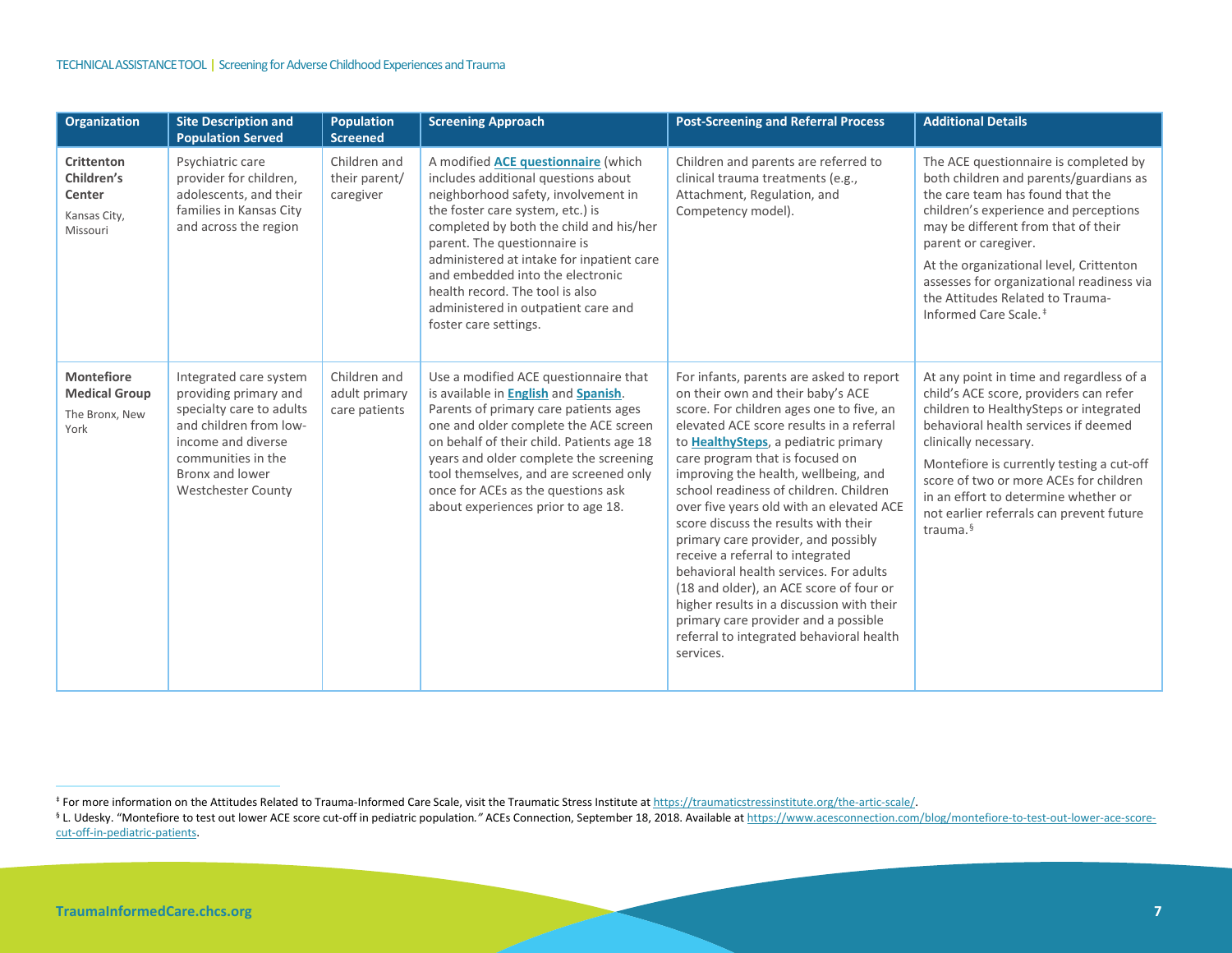| Organization | Site Description and Population Served | Population Screened | Screening Approach | Post-Screening and Referral Process | Additional Details |
|---|---|---|---|---|---|
| **Crittenton Children's Center** Kansas City, Missouri | Psychiatric care provider for children, adolescents, and their families in Kansas City and across the region | Children and their parent/ caregiver | A modified **ACE questionnaire** (which includes additional questions about neighborhood safety, involvement in the foster care system, etc.) is completed by both the child and his/her parent. The questionnaire is administered at intake for inpatient care and embedded into the electronic health record. The tool is also administered in outpatient care and foster care settings. | Children and parents are referred to clinical trauma treatments (e.g., Attachment, Regulation, and Competency model). | The ACE questionnaire is completed by both children and parents/guardians as the care team has found that the children's experience and perceptions may be different from that of their parent or caregiver. At the organizational level, Crittenton assesses for organizational readiness via the Attitudes Related to Trauma-Informed Care Scale.[‡] |
| **Montefiore Medical Group** The Bronx, New York | Integrated care system providing primary and specialty care to adults and children from low-income and diverse communities in the Bronx and lower Westchester County | Children and adult primary care patients | Use a modified ACE questionnaire that is available in **English** and **Spanish**. Parents of primary care patients ages one and older complete the ACE screen on behalf of their child. Patients age 18 years and older complete the screening tool themselves, and are screened only once for ACEs as the questions ask about experiences prior to age 18. | For infants, parents are asked to report on their own and their baby's ACE score. For children ages one to five, an elevated ACE score results in a referral to **HealthySteps**, a pediatric primary care program that is focused on improving the health, wellbeing, and school readiness of children. Children over five years old with an elevated ACE score discuss the results with their primary care provider, and possibly receive a referral to integrated behavioral health services. For adults (18 and older), an ACE score of four or higher results in a discussion with their primary care provider and a possible referral to integrated behavioral health services. | At any point in time and regardless of a child's ACE score, providers can refer children to HealthySteps or integrated behavioral health services if deemed clinically necessary. Montefiore is currently testing a cut-off score of two or more ACEs for children in an effort to determine whether or not earlier referrals can prevent future trauma.[§] |

[‡] For more information on the Attitudes Related to Trauma-Informed Care Scale, visit the Traumatic Stress Institute at https://traumaticstressinstitute.org/the-artic-scale/.

[§] L. Udesky. "Montefiore to test out lower ACE score cut-off in pediatric population." ACEs Connection, September 18, 2018. Available at https://www.acesconnection.com/blog/montefiore-to-test-out-lower-ace-score-cut-off-in-pediatric-patients.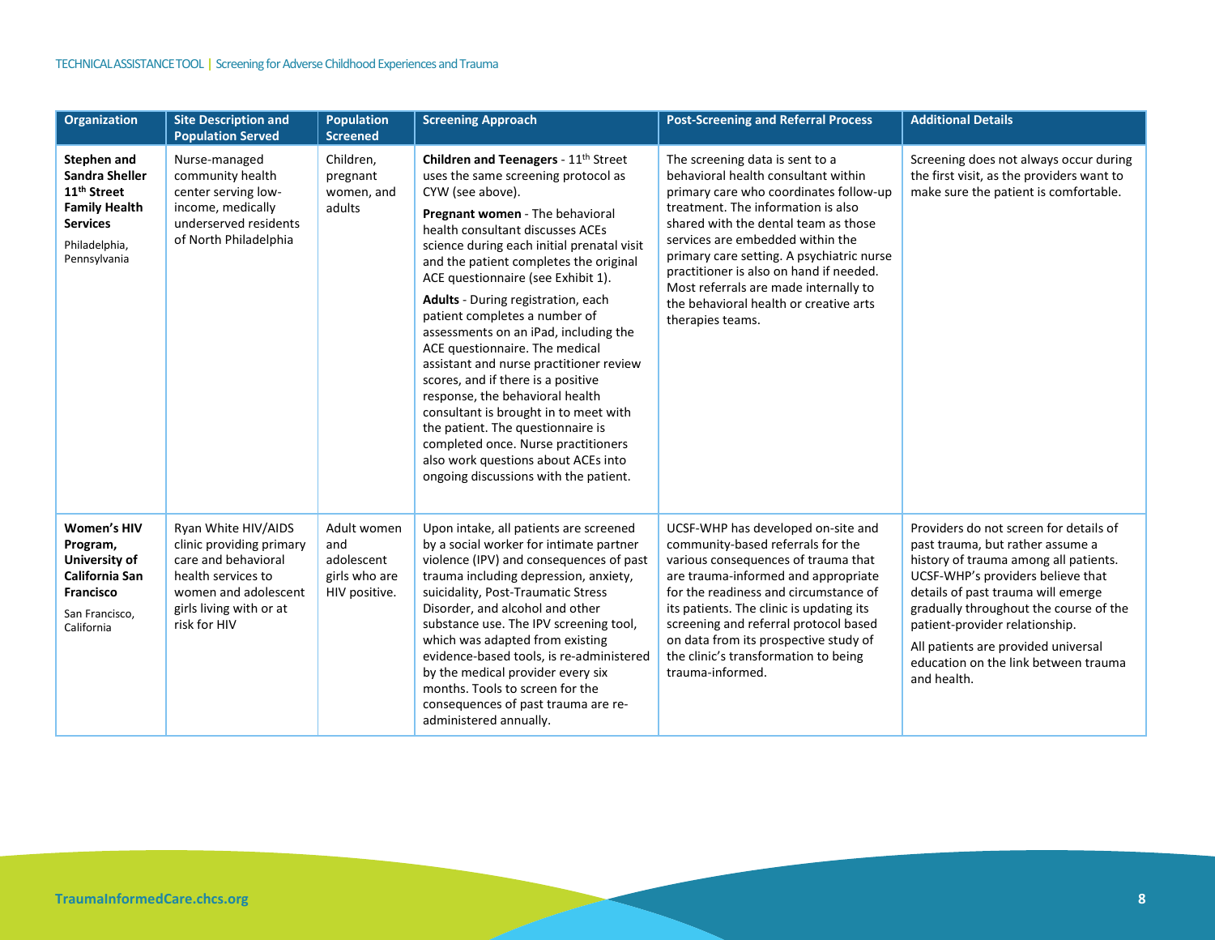| Organization | Site Description and Population Served | Population Screened | Screening Approach | Post-Screening and Referral Process | Additional Details |
| --- | --- | --- | --- | --- | --- |
| **Stephen and Sandra Sheller 11th Street Family Health Services** Philadelphia, Pennsylvania | Nurse-managed community health center serving low-income, medically underserved residents of North Philadelphia | Children, pregnant women, and adults | **Children and Teenagers** - 11th Street uses the same screening protocol as CYW (see above). **Pregnant women** - The behavioral health consultant discusses ACEs science during each initial prenatal visit and the patient completes the original ACE questionnaire (see Exhibit 1). **Adults** - During registration, each patient completes a number of assessments on an iPad, including the ACE questionnaire. The medical assistant and nurse practitioner review scores, and if there is a positive response, the behavioral health consultant is brought in to meet with the patient. The questionnaire is completed once. Nurse practitioners also work questions about ACEs into ongoing discussions with the patient. | The screening data is sent to a behavioral health consultant within primary care who coordinates follow-up treatment. The information is also shared with the dental team as those services are embedded within the primary care setting. A psychiatric nurse practitioner is also on hand if needed. Most referrals are made internally to the behavioral health or creative arts therapies teams. | Screening does not always occur during the first visit, as the providers want to make sure the patient is comfortable. |
| **Women's HIV Program, University of California San Francisco** San Francisco, California | Ryan White HIV/AIDS clinic providing primary care and behavioral health services to women and adolescent girls living with or at risk for HIV | Adult women and adolescent girls who are HIV positive. | Upon intake, all patients are screened by a social worker for intimate partner violence (IPV) and consequences of past trauma including depression, anxiety, suicidality, Post-Traumatic Stress Disorder, and alcohol and other substance use. The IPV screening tool, which was adapted from existing evidence-based tools, is re-administered by the medical provider every six months. Tools to screen for the consequences of past trauma are re-administered annually. | UCSF-WHP has developed on-site and community-based referrals for the various consequences of trauma that are trauma-informed and appropriate for the readiness and circumstance of its patients. The clinic is updating its screening and referral protocol based on data from its prospective study of the clinic's transformation to being trauma-informed. | Providers do not screen for details of past trauma, but rather assume a history of trauma among all patients. UCSF-WHP's providers believe that details of past trauma will emerge gradually throughout the course of the patient-provider relationship. All patients are provided universal education on the link between trauma and health. |